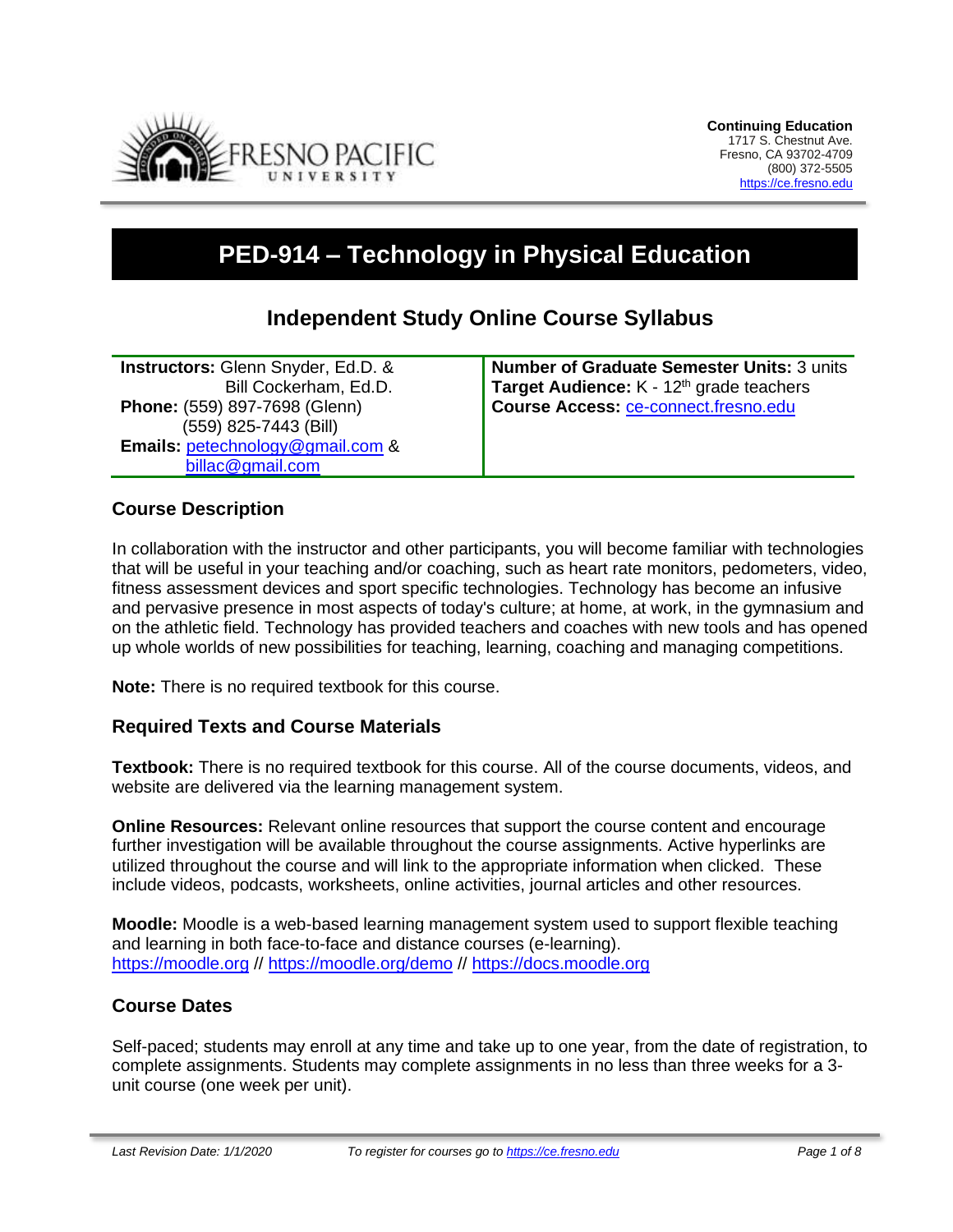**Continuing Education**
1717 S. Chestnut Ave.
Fresno, CA 93702-4709
(800) 372-5505
https://ce.fresno.edu

# PED-914 – Technology in Physical Education

## Independent Study Online Course Syllabus

| | |
|---|---|
| **Instructors:** Glenn Snyder, Ed.D. & Bill Cockerham, Ed.D.<br>**Phone:** (559) 897-7698 (Glenn) (559) 825-7443 (Bill)<br>**Emails:** petechnology@gmail.com & billac@gmail.com | **Number of Graduate Semester Units:** 3 units<br>**Target Audience:** K - 12th grade teachers<br>**Course Access:** ce-connect.fresno.edu |

### Course Description

In collaboration with the instructor and other participants, you will become familiar with technologies that will be useful in your teaching and/or coaching, such as heart rate monitors, pedometers, video, fitness assessment devices and sport specific technologies. Technology has become an infusive and pervasive presence in most aspects of today's culture; at home, at work, in the gymnasium and on the athletic field. Technology has provided teachers and coaches with new tools and has opened up whole worlds of new possibilities for teaching, learning, coaching and managing competitions.

**Note:** There is no required textbook for this course.

### Required Texts and Course Materials

**Textbook:** There is no required textbook for this course. All of the course documents, videos, and website are delivered via the learning management system.

**Online Resources:** Relevant online resources that support the course content and encourage further investigation will be available throughout the course assignments. Active hyperlinks are utilized throughout the course and will link to the appropriate information when clicked. These include videos, podcasts, worksheets, online activities, journal articles and other resources.

**Moodle:** Moodle is a web-based learning management system used to support flexible teaching and learning in both face-to-face and distance courses (e-learning). https://moodle.org // https://moodle.org/demo // https://docs.moodle.org

### Course Dates

Self-paced; students may enroll at any time and take up to one year, from the date of registration, to complete assignments. Students may complete assignments in no less than three weeks for a 3-unit course (one week per unit).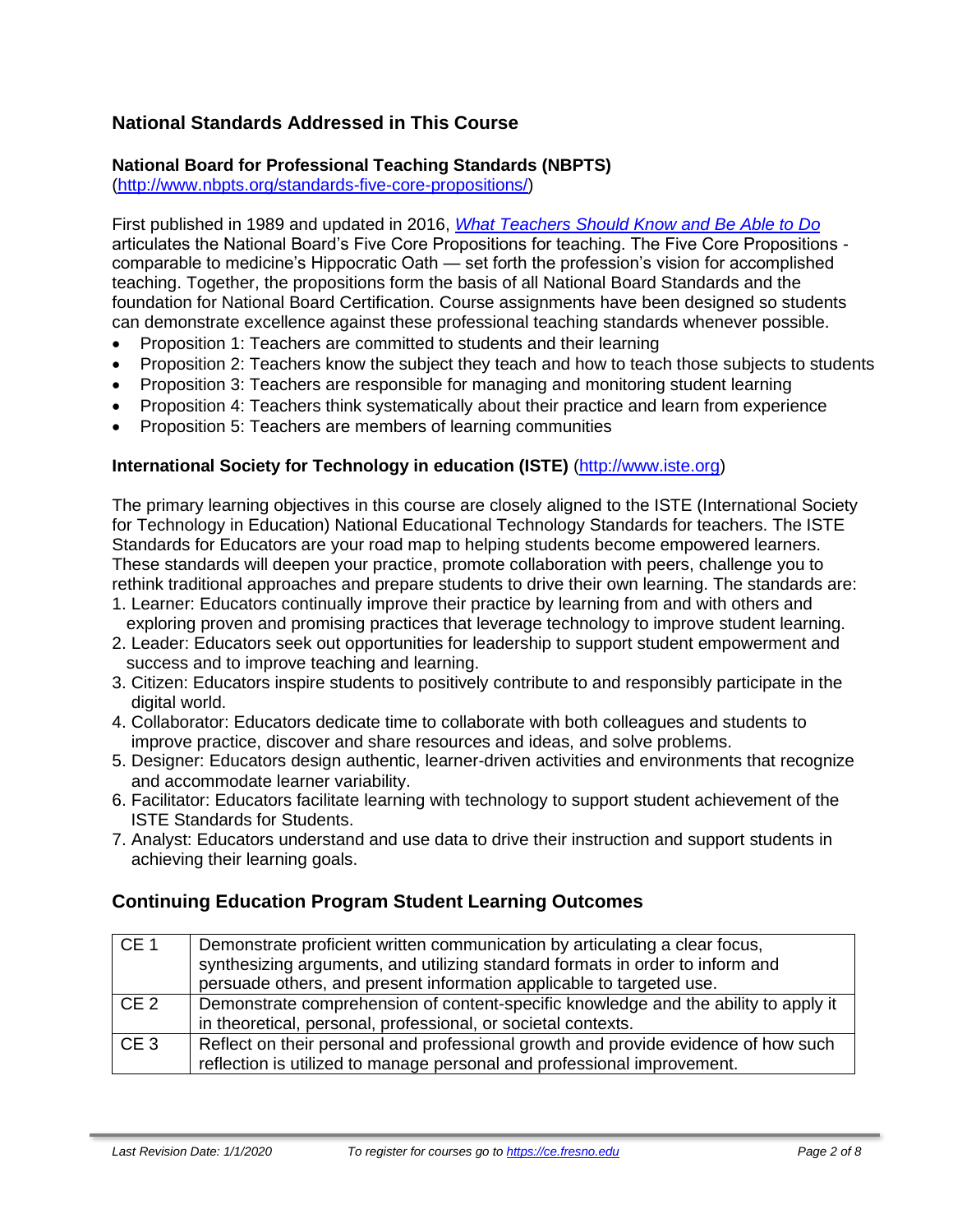## National Standards Addressed in This Course

### National Board for Professional Teaching Standards (NBPTS)

(http://www.nbpts.org/standards-five-core-propositions/)

First published in 1989 and updated in 2016, *What Teachers Should Know and Be Able to Do* articulates the National Board's Five Core Propositions for teaching. The Five Core Propositions - comparable to medicine's Hippocratic Oath — set forth the profession's vision for accomplished teaching. Together, the propositions form the basis of all National Board Standards and the foundation for National Board Certification. Course assignments have been designed so students can demonstrate excellence against these professional teaching standards whenever possible.

- Proposition 1: Teachers are committed to students and their learning
- Proposition 2: Teachers know the subject they teach and how to teach those subjects to students
- Proposition 3: Teachers are responsible for managing and monitoring student learning
- Proposition 4: Teachers think systematically about their practice and learn from experience
- Proposition 5: Teachers are members of learning communities

### International Society for Technology in education (ISTE) (http://www.iste.org)

The primary learning objectives in this course are closely aligned to the ISTE (International Society for Technology in Education) National Educational Technology Standards for teachers. The ISTE Standards for Educators are your road map to helping students become empowered learners. These standards will deepen your practice, promote collaboration with peers, challenge you to rethink traditional approaches and prepare students to drive their own learning. The standards are:

1. Learner: Educators continually improve their practice by learning from and with others and exploring proven and promising practices that leverage technology to improve student learning.
2. Leader: Educators seek out opportunities for leadership to support student empowerment and success and to improve teaching and learning.
3. Citizen: Educators inspire students to positively contribute to and responsibly participate in the digital world.
4. Collaborator: Educators dedicate time to collaborate with both colleagues and students to improve practice, discover and share resources and ideas, and solve problems.
5. Designer: Educators design authentic, learner-driven activities and environments that recognize and accommodate learner variability.
6. Facilitator: Educators facilitate learning with technology to support student achievement of the ISTE Standards for Students.
7. Analyst: Educators understand and use data to drive their instruction and support students in achieving their learning goals.

## Continuing Education Program Student Learning Outcomes

| | |
|---|---|
| CE 1 | Demonstrate proficient written communication by articulating a clear focus, synthesizing arguments, and utilizing standard formats in order to inform and persuade others, and present information applicable to targeted use. |
| CE 2 | Demonstrate comprehension of content-specific knowledge and the ability to apply it in theoretical, personal, professional, or societal contexts. |
| CE 3 | Reflect on their personal and professional growth and provide evidence of how such reflection is utilized to manage personal and professional improvement. |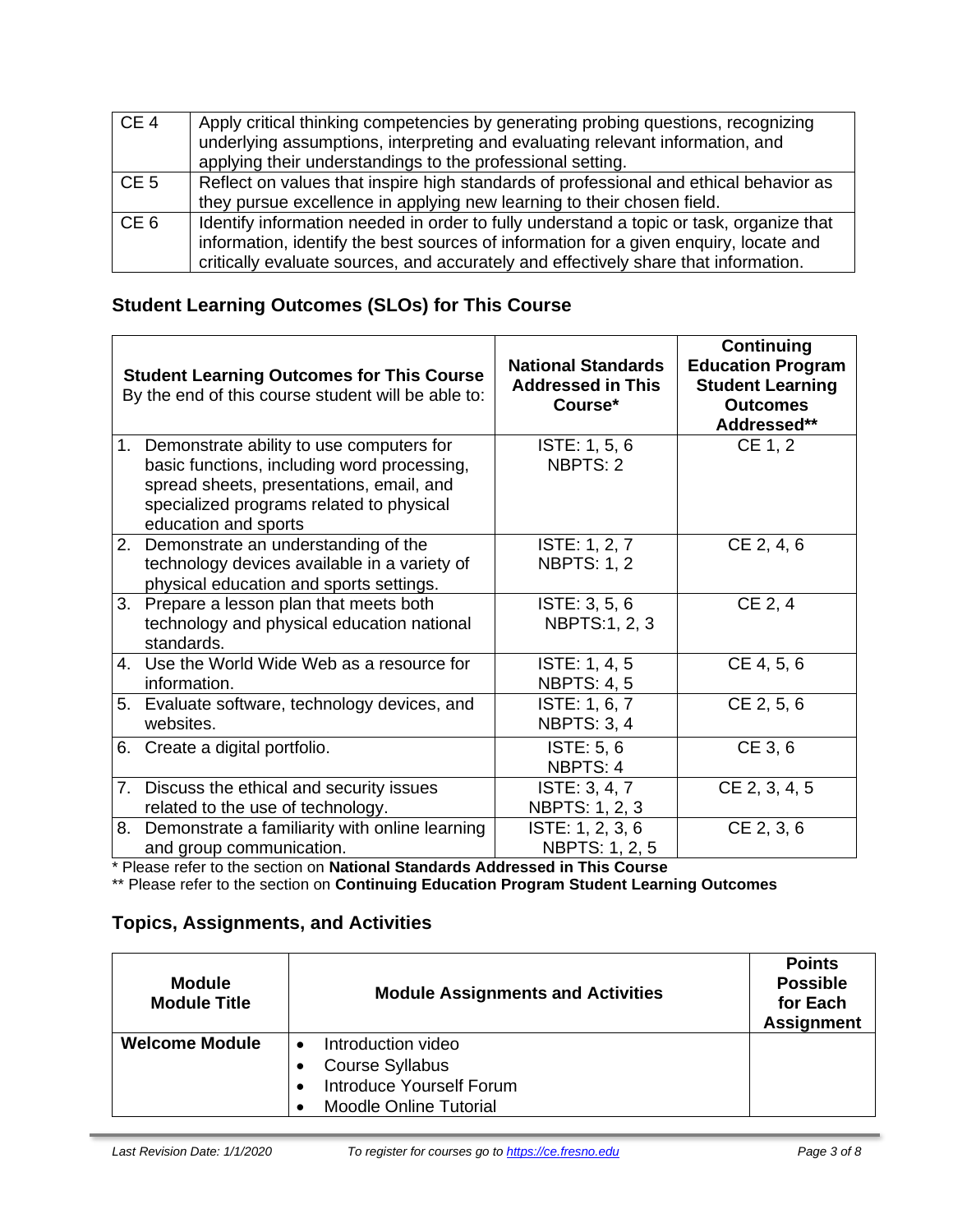| | |
|---|---|
| CE 4 | Apply critical thinking competencies by generating probing questions, recognizing underlying assumptions, interpreting and evaluating relevant information, and applying their understandings to the professional setting. |
| CE 5 | Reflect on values that inspire high standards of professional and ethical behavior as they pursue excellence in applying new learning to their chosen field. |
| CE 6 | Identify information needed in order to fully understand a topic or task, organize that information, identify the best sources of information for a given enquiry, locate and critically evaluate sources, and accurately and effectively share that information. |

## Student Learning Outcomes (SLOs) for This Course

| **Student Learning Outcomes for This Course** By the end of this course student will be able to: | **National Standards Addressed in This Course*** | **Continuing Education Program Student Learning Outcomes Addressed**** |
|---|---|---|
| 1. Demonstrate ability to use computers for basic functions, including word processing, spread sheets, presentations, email, and specialized programs related to physical education and sports | ISTE: 1, 5, 6<br>NBPTS: 2 | CE 1, 2 |
| 2. Demonstrate an understanding of the technology devices available in a variety of physical education and sports settings. | ISTE: 1, 2, 7<br>NBPTS: 1, 2 | CE 2, 4, 6 |
| 3. Prepare a lesson plan that meets both technology and physical education national standards. | ISTE: 3, 5, 6<br>NBPTS:1, 2, 3 | CE 2, 4 |
| 4. Use the World Wide Web as a resource for information. | ISTE: 1, 4, 5<br>NBPTS: 4, 5 | CE 4, 5, 6 |
| 5. Evaluate software, technology devices, and websites. | ISTE: 1, 6, 7<br>NBPTS: 3, 4 | CE 2, 5, 6 |
| 6. Create a digital portfolio. | ISTE: 5, 6<br>NBPTS: 4 | CE 3, 6 |
| 7. Discuss the ethical and security issues related to the use of technology. | ISTE: 3, 4, 7<br>NBPTS: 1, 2, 3 | CE 2, 3, 4, 5 |
| 8. Demonstrate a familiarity with online learning and group communication. | ISTE: 1, 2, 3, 6<br>NBPTS: 1, 2, 5 | CE 2, 3, 6 |

\* Please refer to the section on **National Standards Addressed in This Course**

\** Please refer to the section on **Continuing Education Program Student Learning Outcomes**

## Topics, Assignments, and Activities

| **Module Module Title** | **Module Assignments and Activities** | **Points Possible for Each Assignment** |
|---|---|---|
| **Welcome Module** | • Introduction video<br>• Course Syllabus<br>• Introduce Yourself Forum<br>• Moodle Online Tutorial | |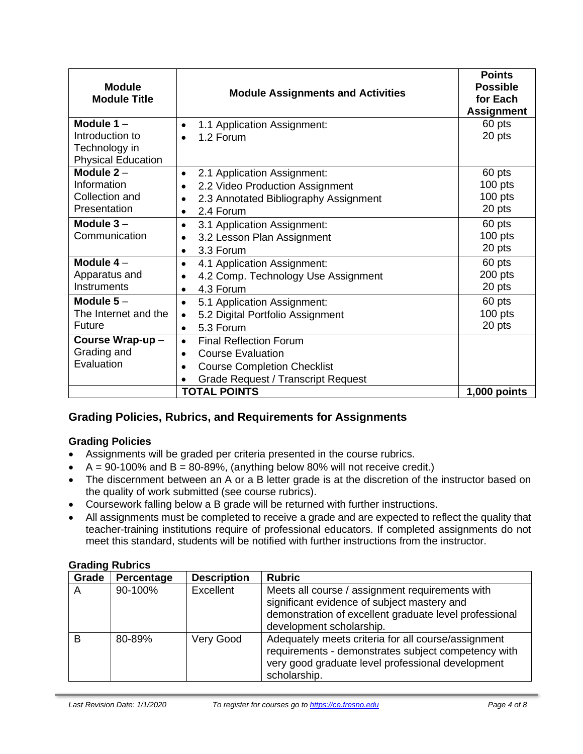| Module<br>Module Title | Module Assignments and Activities | Points Possible for Each Assignment |
|---|---|---|
| **Module 1** – Introduction to Technology in Physical Education | • 1.1 Application Assignment:<br>• 1.2 Forum | 60 pts<br>20 pts |
| **Module 2** – Information Collection and Presentation | • 2.1 Application Assignment:<br>• 2.2 Video Production Assignment<br>• 2.3 Annotated Bibliography Assignment<br>• 2.4 Forum | 60 pts<br>100 pts<br>100 pts<br>20 pts |
| **Module 3** – Communication | • 3.1 Application Assignment:<br>• 3.2 Lesson Plan Assignment<br>• 3.3 Forum | 60 pts<br>100 pts<br>20 pts |
| **Module 4** – Apparatus and Instruments | • 4.1 Application Assignment:<br>• 4.2 Comp. Technology Use Assignment<br>• 4.3 Forum | 60 pts<br>200 pts<br>20 pts |
| **Module 5** – The Internet and the Future | • 5.1 Application Assignment:<br>• 5.2 Digital Portfolio Assignment<br>• 5.3 Forum | 60 pts<br>100 pts<br>20 pts |
| **Course Wrap-up** – Grading and Evaluation | • Final Reflection Forum<br>• Course Evaluation<br>• Course Completion Checklist<br>• Grade Request / Transcript Request | |
| | **TOTAL POINTS** | **1,000 points** |

## Grading Policies, Rubrics, and Requirements for Assignments

### Grading Policies

- Assignments will be graded per criteria presented in the course rubrics.
- A = 90-100% and B = 80-89%, (anything below 80% will not receive credit.)
- The discernment between an A or a B letter grade is at the discretion of the instructor based on the quality of work submitted (see course rubrics).
- Coursework falling below a B grade will be returned with further instructions.
- All assignments must be completed to receive a grade and are expected to reflect the quality that teacher-training institutions require of professional educators. If completed assignments do not meet this standard, students will be notified with further instructions from the instructor.

### Grading Rubrics

| Grade | Percentage | Description | Rubric |
|---|---|---|---|
| A | 90-100% | Excellent | Meets all course / assignment requirements with significant evidence of subject mastery and demonstration of excellent graduate level professional development scholarship. |
| B | 80-89% | Very Good | Adequately meets criteria for all course/assignment requirements - demonstrates subject competency with very good graduate level professional development scholarship. |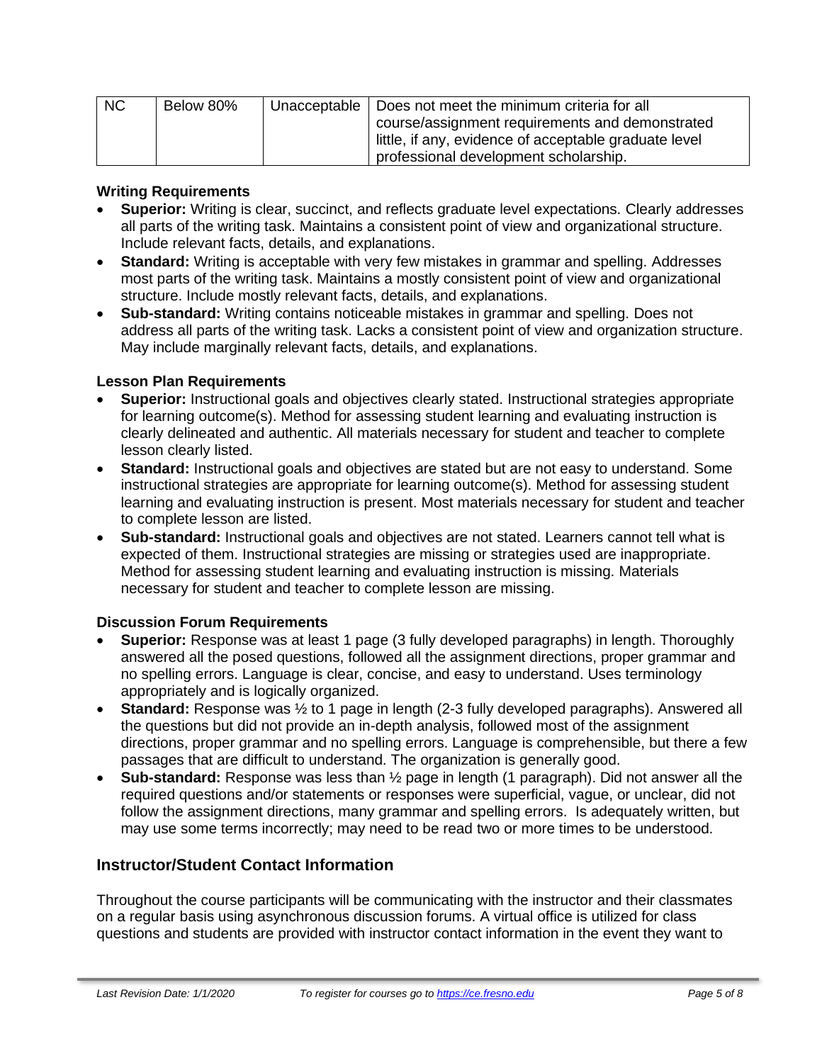| NC | Below 80% | Unacceptable | Does not meet the minimum criteria for all course/assignment requirements and demonstrated little, if any, evidence of acceptable graduate level professional development scholarship. |
|---|---|---|---|

**Writing Requirements**

- **Superior:** Writing is clear, succinct, and reflects graduate level expectations. Clearly addresses all parts of the writing task. Maintains a consistent point of view and organizational structure. Include relevant facts, details, and explanations.
- **Standard:** Writing is acceptable with very few mistakes in grammar and spelling. Addresses most parts of the writing task. Maintains a mostly consistent point of view and organizational structure. Include mostly relevant facts, details, and explanations.
- **Sub-standard:** Writing contains noticeable mistakes in grammar and spelling. Does not address all parts of the writing task. Lacks a consistent point of view and organization structure. May include marginally relevant facts, details, and explanations.

**Lesson Plan Requirements**

- **Superior:** Instructional goals and objectives clearly stated. Instructional strategies appropriate for learning outcome(s). Method for assessing student learning and evaluating instruction is clearly delineated and authentic. All materials necessary for student and teacher to complete lesson clearly listed.
- **Standard:** Instructional goals and objectives are stated but are not easy to understand. Some instructional strategies are appropriate for learning outcome(s). Method for assessing student learning and evaluating instruction is present. Most materials necessary for student and teacher to complete lesson are listed.
- **Sub-standard:** Instructional goals and objectives are not stated. Learners cannot tell what is expected of them. Instructional strategies are missing or strategies used are inappropriate. Method for assessing student learning and evaluating instruction is missing. Materials necessary for student and teacher to complete lesson are missing.

**Discussion Forum Requirements**

- **Superior:** Response was at least 1 page (3 fully developed paragraphs) in length. Thoroughly answered all the posed questions, followed all the assignment directions, proper grammar and no spelling errors. Language is clear, concise, and easy to understand. Uses terminology appropriately and is logically organized.
- **Standard:** Response was ½ to 1 page in length (2-3 fully developed paragraphs). Answered all the questions but did not provide an in-depth analysis, followed most of the assignment directions, proper grammar and no spelling errors. Language is comprehensible, but there a few passages that are difficult to understand. The organization is generally good.
- **Sub-standard:** Response was less than ½ page in length (1 paragraph). Did not answer all the required questions and/or statements or responses were superficial, vague, or unclear, did not follow the assignment directions, many grammar and spelling errors. Is adequately written, but may use some terms incorrectly; may need to be read two or more times to be understood.

## Instructor/Student Contact Information

Throughout the course participants will be communicating with the instructor and their classmates on a regular basis using asynchronous discussion forums. A virtual office is utilized for class questions and students are provided with instructor contact information in the event they want to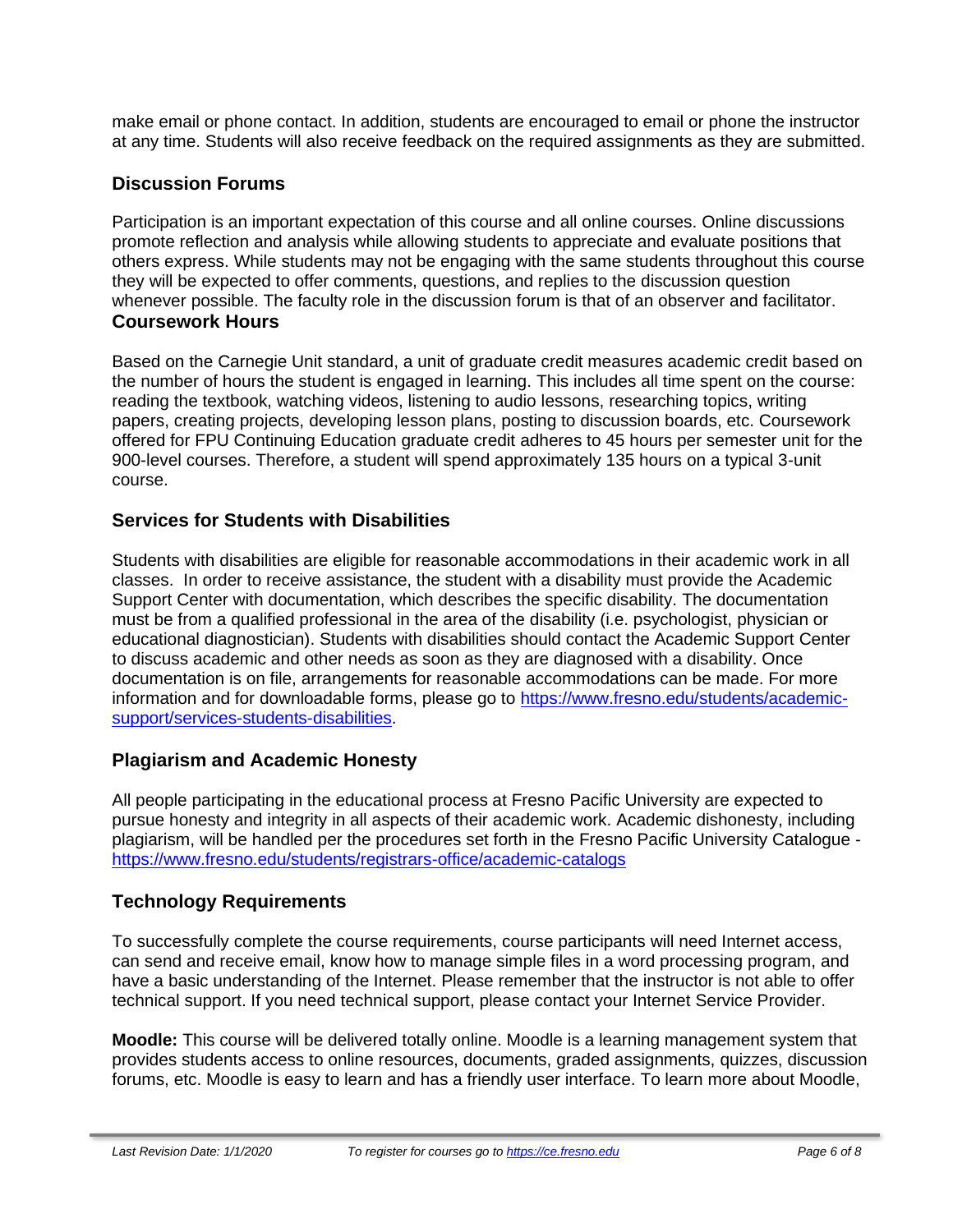make email or phone contact. In addition, students are encouraged to email or phone the instructor at any time. Students will also receive feedback on the required assignments as they are submitted.

### Discussion Forums

Participation is an important expectation of this course and all online courses. Online discussions promote reflection and analysis while allowing students to appreciate and evaluate positions that others express. While students may not be engaging with the same students throughout this course they will be expected to offer comments, questions, and replies to the discussion question whenever possible. The faculty role in the discussion forum is that of an observer and facilitator.

### Coursework Hours

Based on the Carnegie Unit standard, a unit of graduate credit measures academic credit based on the number of hours the student is engaged in learning. This includes all time spent on the course: reading the textbook, watching videos, listening to audio lessons, researching topics, writing papers, creating projects, developing lesson plans, posting to discussion boards, etc. Coursework offered for FPU Continuing Education graduate credit adheres to 45 hours per semester unit for the 900-level courses. Therefore, a student will spend approximately 135 hours on a typical 3-unit course.

### Services for Students with Disabilities

Students with disabilities are eligible for reasonable accommodations in their academic work in all classes. In order to receive assistance, the student with a disability must provide the Academic Support Center with documentation, which describes the specific disability. The documentation must be from a qualified professional in the area of the disability (i.e. psychologist, physician or educational diagnostician). Students with disabilities should contact the Academic Support Center to discuss academic and other needs as soon as they are diagnosed with a disability. Once documentation is on file, arrangements for reasonable accommodations can be made. For more information and for downloadable forms, please go to https://www.fresno.edu/students/academic-support/services-students-disabilities.

### Plagiarism and Academic Honesty

All people participating in the educational process at Fresno Pacific University are expected to pursue honesty and integrity in all aspects of their academic work. Academic dishonesty, including plagiarism, will be handled per the procedures set forth in the Fresno Pacific University Catalogue - https://www.fresno.edu/students/registrars-office/academic-catalogs

### Technology Requirements

To successfully complete the course requirements, course participants will need Internet access, can send and receive email, know how to manage simple files in a word processing program, and have a basic understanding of the Internet. Please remember that the instructor is not able to offer technical support. If you need technical support, please contact your Internet Service Provider.

**Moodle:** This course will be delivered totally online. Moodle is a learning management system that provides students access to online resources, documents, graded assignments, quizzes, discussion forums, etc. Moodle is easy to learn and has a friendly user interface. To learn more about Moodle,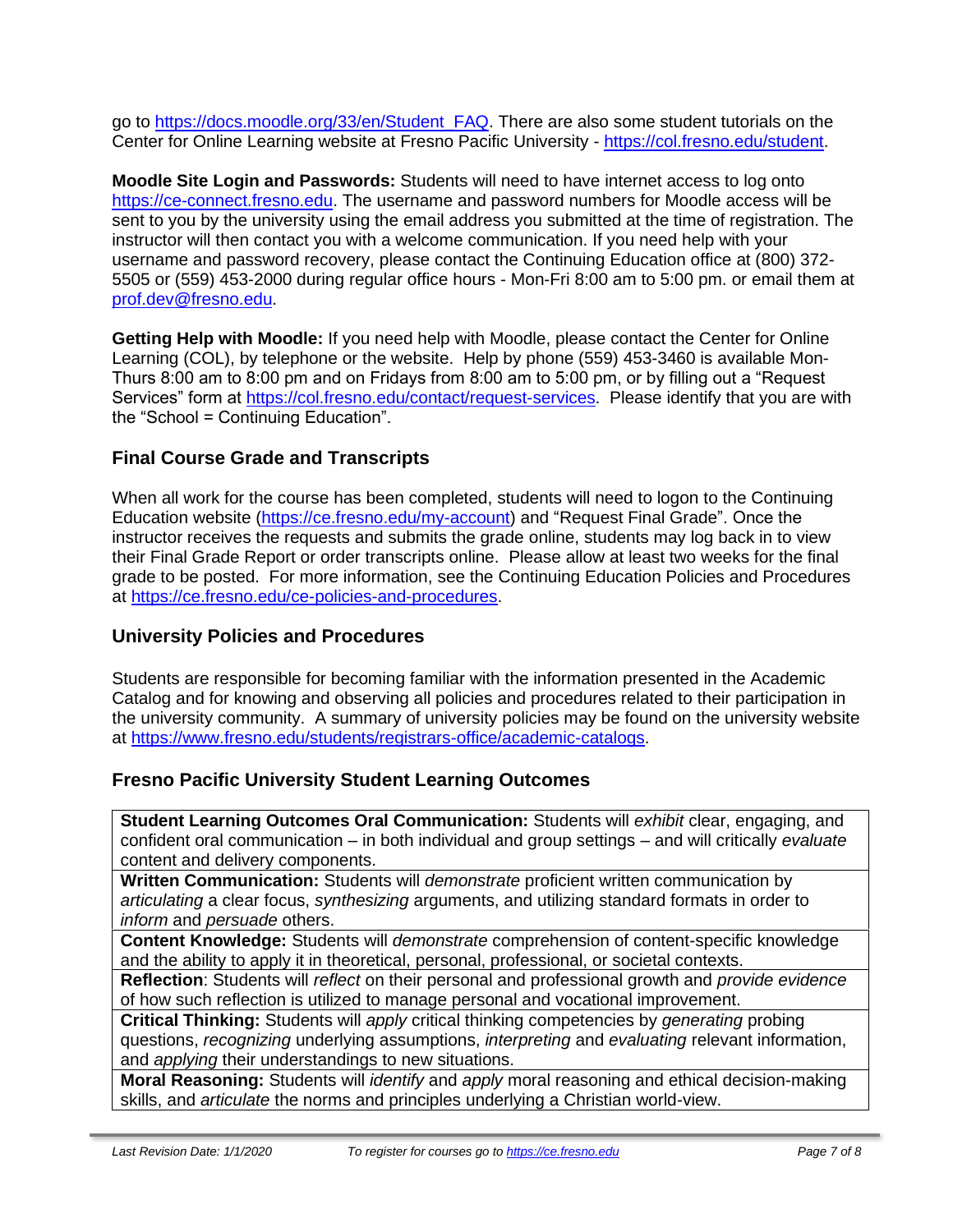go to https://docs.moodle.org/33/en/Student_FAQ. There are also some student tutorials on the Center for Online Learning website at Fresno Pacific University - https://col.fresno.edu/student.

**Moodle Site Login and Passwords:** Students will need to have internet access to log onto https://ce-connect.fresno.edu. The username and password numbers for Moodle access will be sent to you by the university using the email address you submitted at the time of registration. The instructor will then contact you with a welcome communication. If you need help with your username and password recovery, please contact the Continuing Education office at (800) 372-5505 or (559) 453-2000 during regular office hours - Mon-Fri 8:00 am to 5:00 pm. or email them at prof.dev@fresno.edu.

**Getting Help with Moodle:** If you need help with Moodle, please contact the Center for Online Learning (COL), by telephone or the website. Help by phone (559) 453-3460 is available Mon-Thurs 8:00 am to 8:00 pm and on Fridays from 8:00 am to 5:00 pm, or by filling out a "Request Services" form at https://col.fresno.edu/contact/request-services. Please identify that you are with the "School = Continuing Education".

## Final Course Grade and Transcripts

When all work for the course has been completed, students will need to logon to the Continuing Education website (https://ce.fresno.edu/my-account) and "Request Final Grade". Once the instructor receives the requests and submits the grade online, students may log back in to view their Final Grade Report or order transcripts online. Please allow at least two weeks for the final grade to be posted. For more information, see the Continuing Education Policies and Procedures at https://ce.fresno.edu/ce-policies-and-procedures.

## University Policies and Procedures

Students are responsible for becoming familiar with the information presented in the Academic Catalog and for knowing and observing all policies and procedures related to their participation in the university community. A summary of university policies may be found on the university website at https://www.fresno.edu/students/registrars-office/academic-catalogs.

## Fresno Pacific University Student Learning Outcomes

| |
|---|
| **Student Learning Outcomes Oral Communication:** Students will *exhibit* clear, engaging, and confident oral communication – in both individual and group settings – and will critically *evaluate* content and delivery components. |
| **Written Communication:** Students will *demonstrate* proficient written communication by *articulating* a clear focus, *synthesizing* arguments, and utilizing standard formats in order to *inform* and *persuade* others. |
| **Content Knowledge:** Students will *demonstrate* comprehension of content-specific knowledge and the ability to apply it in theoretical, personal, professional, or societal contexts. |
| **Reflection**: Students will *reflect* on their personal and professional growth and *provide evidence* of how such reflection is utilized to manage personal and vocational improvement. |
| **Critical Thinking:** Students will *apply* critical thinking competencies by *generating* probing questions, *recognizing* underlying assumptions, *interpreting* and *evaluating* relevant information, and *applying* their understandings to new situations. |
| **Moral Reasoning:** Students will *identify* and *apply* moral reasoning and ethical decision-making skills, and *articulate* the norms and principles underlying a Christian world-view. |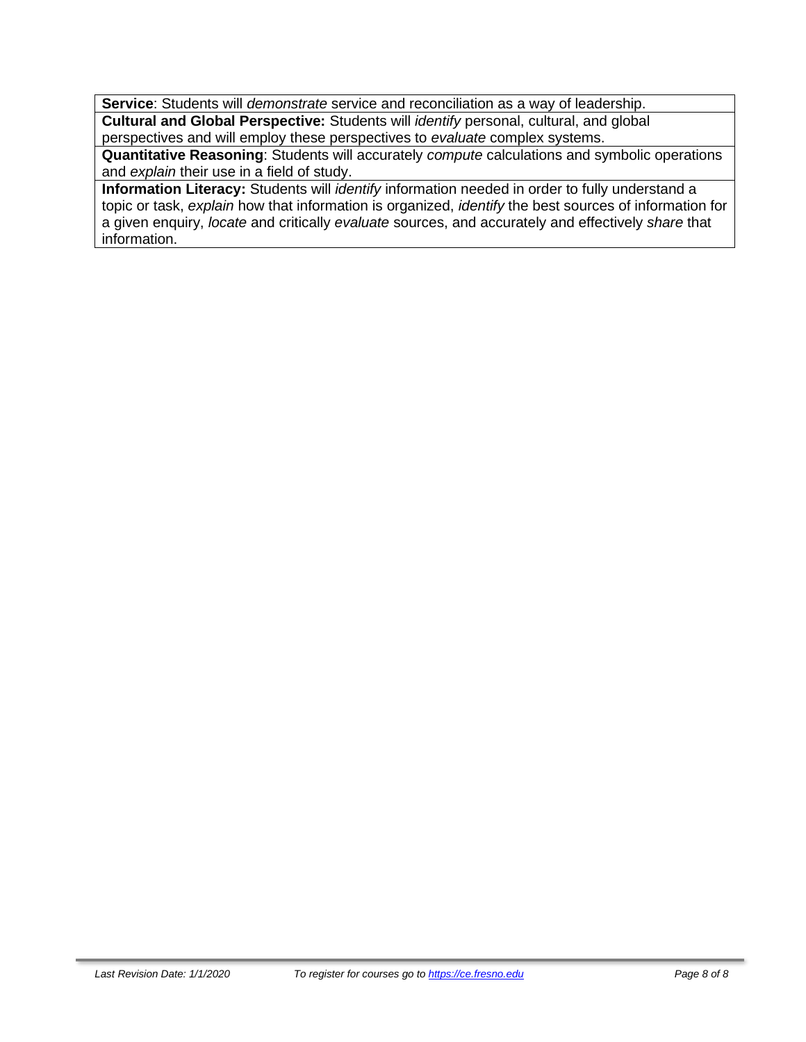| |
|---|
| **Service**: Students will *demonstrate* service and reconciliation as a way of leadership. |
| **Cultural and Global Perspective:** Students will *identify* personal, cultural, and global perspectives and will employ these perspectives to *evaluate* complex systems. |
| **Quantitative Reasoning**: Students will accurately *compute* calculations and symbolic operations and *explain* their use in a field of study. |
| **Information Literacy:** Students will *identify* information needed in order to fully understand a topic or task, *explain* how that information is organized, *identify* the best sources of information for a given enquiry, *locate* and critically *evaluate* sources, and accurately and effectively *share* that information. |